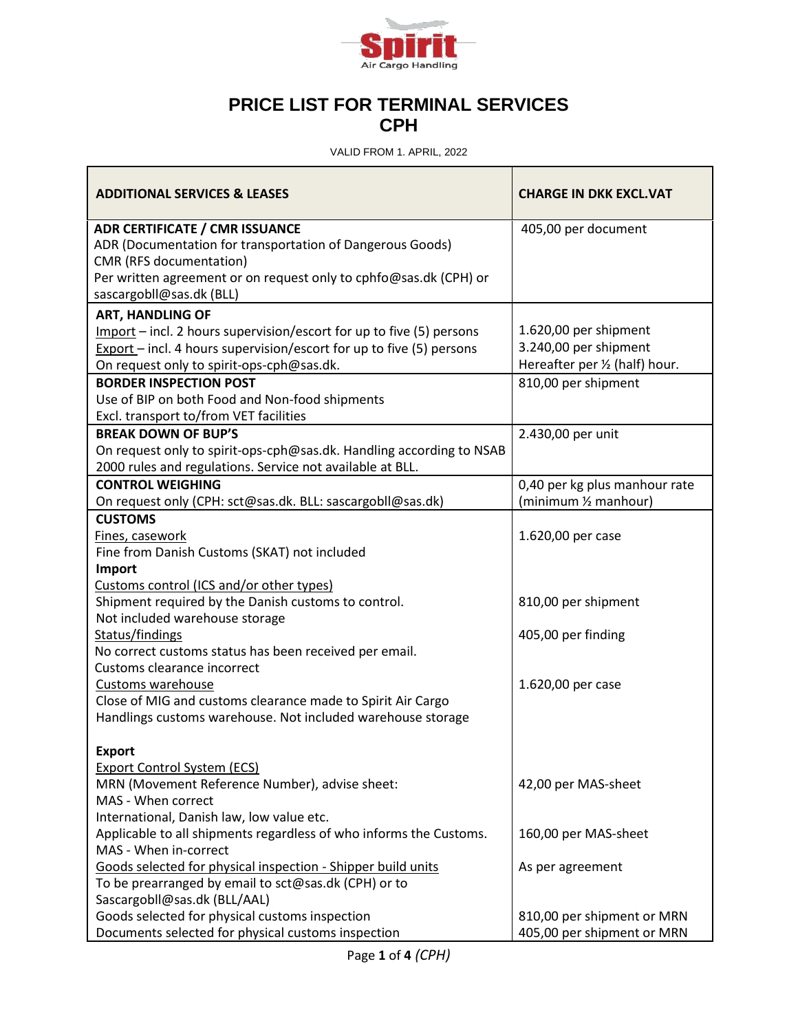# PRICE LIST FOR TERMINAL SERVICES
## CPH

VALID FROM 1. APRIL, 2022

| ADDITIONAL SERVICES & LEASES | CHARGE IN DKK EXCL.VAT |
|---|---|
| **ADR CERTIFICATE / CMR ISSUANCE**<br>ADR (Documentation for transportation of Dangerous Goods)<br>CMR (RFS documentation)<br>Per written agreement or on request only to cphfo@sas.dk (CPH) or sascargobll@sas.dk (BLL) | 405,00 per document |
| **ART, HANDLING OF**<br>Import – incl. 2 hours supervision/escort for up to five (5) persons<br>Export – incl. 4 hours supervision/escort for up to five (5) persons<br>On request only to spirit-ops-cph@sas.dk. | <br>1.620,00 per shipment<br>3.240,00 per shipment<br>Hereafter per ½ (half) hour. |
| **BORDER INSPECTION POST**<br>Use of BIP on both Food and Non-food shipments<br>Excl. transport to/from VET facilities | 810,00 per shipment |
| **BREAK DOWN OF BUP'S**<br>On request only to spirit-ops-cph@sas.dk. Handling according to NSAB 2000 rules and regulations. Service not available at BLL. | 2.430,00 per unit |
| **CONTROL WEIGHING**<br>On request only (CPH: sct@sas.dk. BLL: sascargobll@sas.dk) | 0,40 per kg plus manhour rate (minimum ½ manhour) |
| **CUSTOMS**<br>Fines, casework<br>Fine from Danish Customs (SKAT) not included<br>**Import**<br>Customs control (ICS and/or other types)<br>Shipment required by the Danish customs to control.<br>Not included warehouse storage<br>Status/findings<br>No correct customs status has been received per email.<br>Customs clearance incorrect<br>Customs warehouse<br>Close of MIG and customs clearance made to Spirit Air Cargo Handlings customs warehouse. Not included warehouse storage<br><br>**Export**<br>Export Control System (ECS)<br>MRN (Movement Reference Number), advise sheet:<br>MAS - When correct<br>International, Danish law, low value etc.<br>Applicable to all shipments regardless of who informs the Customs.<br>MAS - When in-correct<br>Goods selected for physical inspection - Shipper build units<br>To be prearranged by email to sct@sas.dk (CPH) or to Sascargobll@sas.dk (BLL/AAL)<br>Goods selected for physical customs inspection<br>Documents selected for physical customs inspection | <br>1.620,00 per case<br><br><br><br>810,00 per shipment<br><br>405,00 per finding<br><br><br>1.620,00 per case<br><br><br><br><br><br>42,00 per MAS-sheet<br><br><br>160,00 per MAS-sheet<br><br>As per agreement<br><br><br>810,00 per shipment or MRN<br>405,00 per shipment or MRN |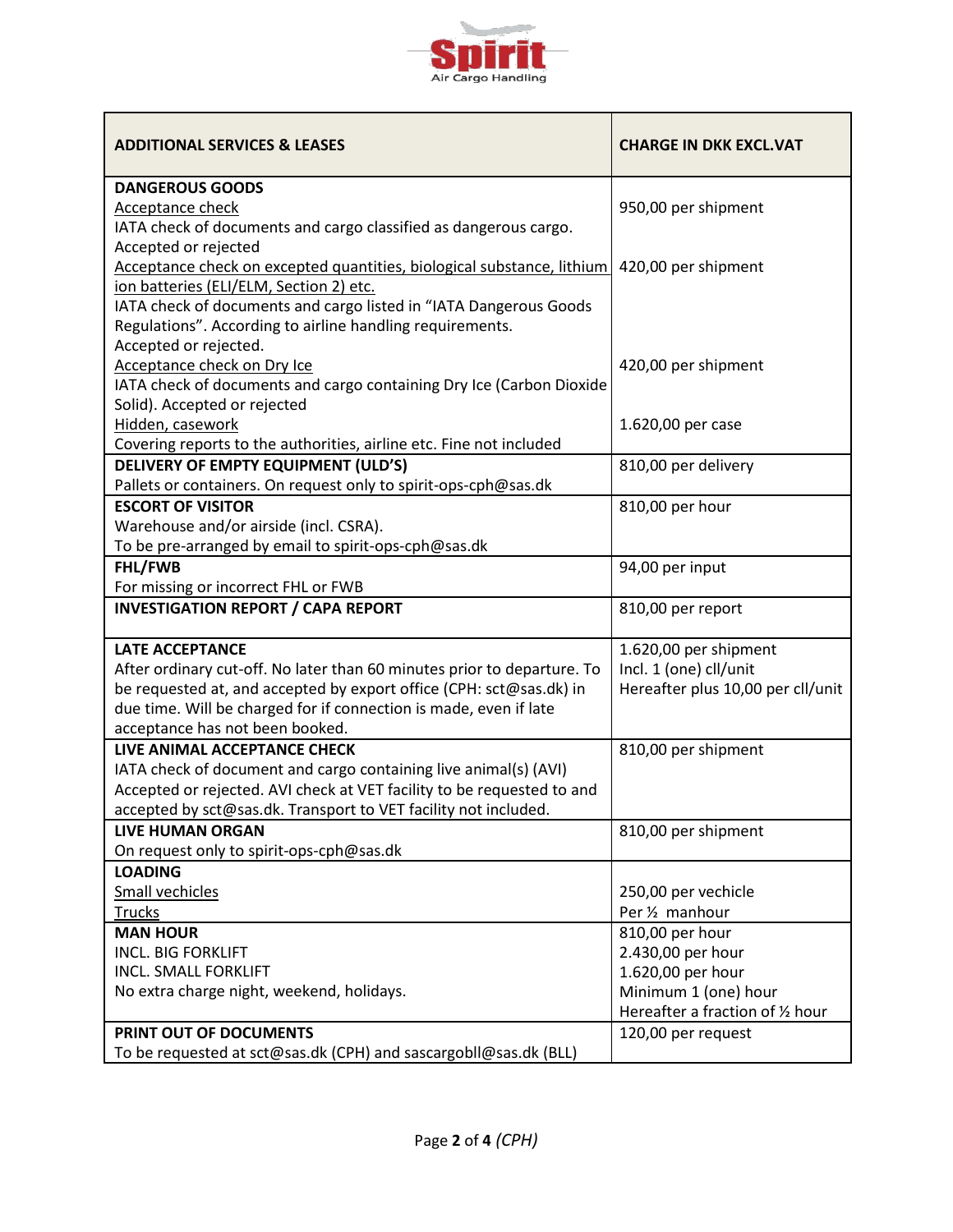Spirit Air Cargo Handling

| ADDITIONAL SERVICES & LEASES | CHARGE IN DKK EXCL.VAT |
|---|---|
| **DANGEROUS GOODS**<br>Acceptance check<br>IATA check of documents and cargo classified as dangerous cargo. Accepted or rejected | 950,00 per shipment |
| Acceptance check on excepted quantities, biological substance, lithium ion batteries (ELI/ELM, Section 2) etc.<br>IATA check of documents and cargo listed in "IATA Dangerous Goods Regulations". According to airline handling requirements. Accepted or rejected. | 420,00 per shipment |
| Acceptance check on Dry Ice<br>IATA check of documents and cargo containing Dry Ice (Carbon Dioxide Solid). Accepted or rejected | 420,00 per shipment |
| Hidden, casework<br>Covering reports to the authorities, airline etc. Fine not included | 1.620,00 per case |
| **DELIVERY OF EMPTY EQUIPMENT (ULD'S)**<br>Pallets or containers. On request only to spirit-ops-cph@sas.dk | 810,00 per delivery |
| **ESCORT OF VISITOR**<br>Warehouse and/or airside (incl. CSRA).<br>To be pre-arranged by email to spirit-ops-cph@sas.dk | 810,00 per hour |
| **FHL/FWB**<br>For missing or incorrect FHL or FWB | 94,00 per input |
| **INVESTIGATION REPORT / CAPA REPORT** | 810,00 per report |
| **LATE ACCEPTANCE**<br>After ordinary cut-off. No later than 60 minutes prior to departure. To be requested at, and accepted by export office (CPH: sct@sas.dk) in due time. Will be charged for if connection is made, even if late acceptance has not been booked. | 1.620,00 per shipment<br>Incl. 1 (one) cll/unit<br>Hereafter plus 10,00 per cll/unit |
| **LIVE ANIMAL ACCEPTANCE CHECK**<br>IATA check of document and cargo containing live animal(s) (AVI) Accepted or rejected. AVI check at VET facility to be requested to and accepted by sct@sas.dk. Transport to VET facility not included. | 810,00 per shipment |
| **LIVE HUMAN ORGAN**<br>On request only to spirit-ops-cph@sas.dk | 810,00 per shipment |
| **LOADING**<br>Small vechicles<br>Trucks | <br>250,00 per vechicle<br>Per ½ manhour |
| **MAN HOUR**<br>INCL. BIG FORKLIFT<br>INCL. SMALL FORKLIFT<br>No extra charge night, weekend, holidays. | 810,00 per hour<br>2.430,00 per hour<br>1.620,00 per hour<br>Minimum 1 (one) hour<br>Hereafter a fraction of ½ hour |
| **PRINT OUT OF DOCUMENTS**<br>To be requested at sct@sas.dk (CPH) and sascargobll@sas.dk (BLL) | 120,00 per request |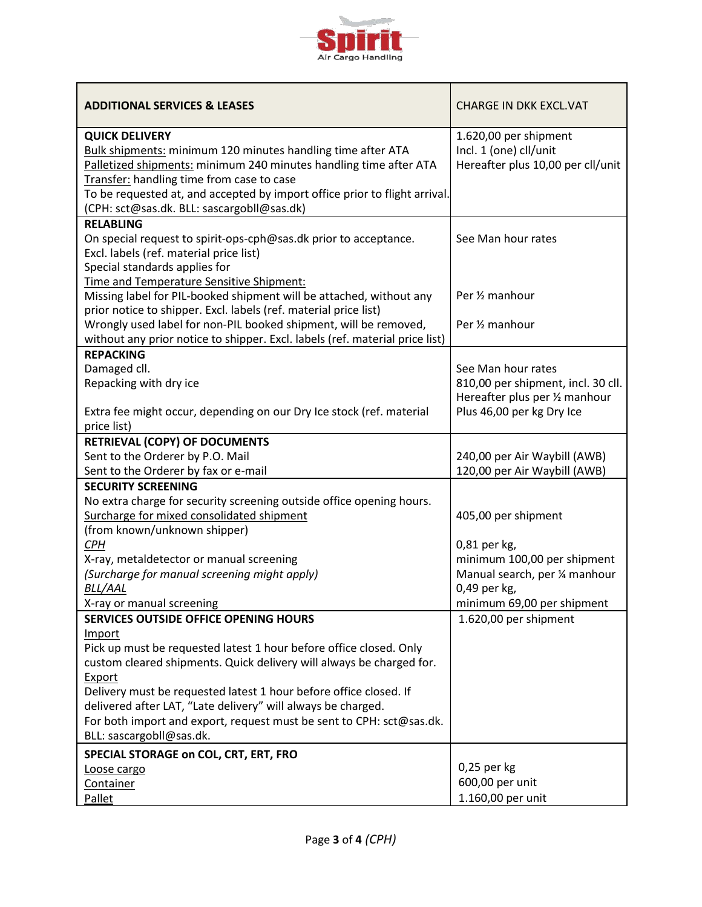| **ADDITIONAL SERVICES & LEASES** | CHARGE IN DKK EXCL.VAT |
|---|---|
| **QUICK DELIVERY**<br>Bulk shipments: minimum 120 minutes handling time after ATA<br>Palletized shipments: minimum 240 minutes handling time after ATA<br>Transfer: handling time from case to case<br>To be requested at, and accepted by import office prior to flight arrival.<br>(CPH: sct@sas.dk. BLL: sascargobll@sas.dk) | 1.620,00 per shipment<br>Incl. 1 (one) cll/unit<br>Hereafter plus 10,00 per cll/unit |
| **RELABLING**<br>On special request to spirit-ops-cph@sas.dk prior to acceptance.<br>Excl. labels (ref. material price list)<br>Special standards applies for<br>Time and Temperature Sensitive Shipment:<br>Missing label for PIL-booked shipment will be attached, without any prior notice to shipper. Excl. labels (ref. material price list)<br>Wrongly used label for non-PIL booked shipment, will be removed, without any prior notice to shipper. Excl. labels (ref. material price list) | See Man hour rates<br><br><br><br>Per ½ manhour<br><br>Per ½ manhour |
| **REPACKING**<br>Damaged cll.<br>Repacking with dry ice<br><br>Extra fee might occur, depending on our Dry Ice stock (ref. material price list) | See Man hour rates<br>810,00 per shipment, incl. 30 cll.<br>Hereafter plus per ½ manhour<br>Plus 46,00 per kg Dry Ice |
| **RETRIEVAL (COPY) OF DOCUMENTS**<br>Sent to the Orderer by P.O. Mail<br>Sent to the Orderer by fax or e-mail | <br>240,00 per Air Waybill (AWB)<br>120,00 per Air Waybill (AWB) |
| **SECURITY SCREENING**<br>No extra charge for security screening outside office opening hours.<br>Surcharge for mixed consolidated shipment<br>(from known/unknown shipper)<br>*CPH*<br>X-ray, metaldetector or manual screening<br>*(Surcharge for manual screening might apply)*<br>*BLL/AAL*<br>X-ray or manual screening | <br><br>405,00 per shipment<br><br>0,81 per kg,<br>minimum 100,00 per shipment<br>Manual search, per ¼ manhour<br>0,49 per kg,<br>minimum 69,00 per shipment |
| **SERVICES OUTSIDE OFFICE OPENING HOURS**<br>Import<br>Pick up must be requested latest 1 hour before office closed. Only custom cleared shipments. Quick delivery will always be charged for.<br>Export<br>Delivery must be requested latest 1 hour before office closed. If delivered after LAT, "Late delivery" will always be charged.<br>For both import and export, request must be sent to CPH: sct@sas.dk. BLL: sascargobll@sas.dk. | 1.620,00 per shipment |
| **SPECIAL STORAGE on COL, CRT, ERT, FRO**<br>Loose cargo<br>Container<br>Pallet | <br>0,25 per kg<br>600,00 per unit<br>1.160,00 per unit |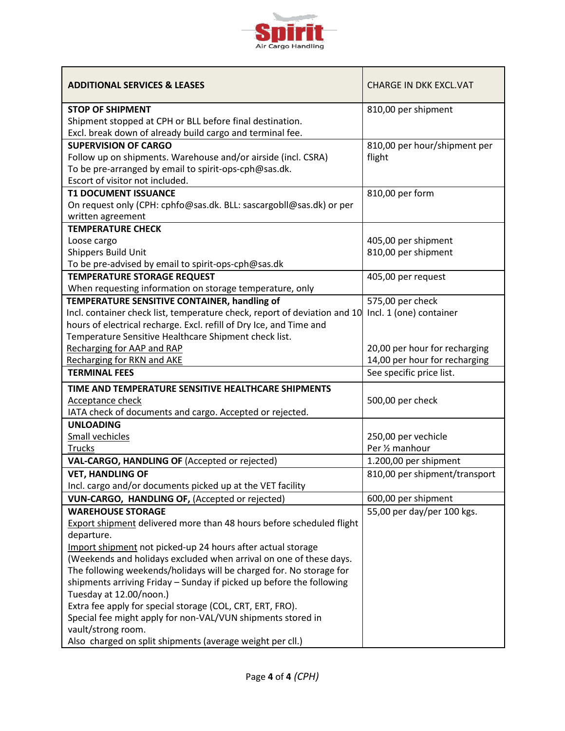| ADDITIONAL SERVICES & LEASES | CHARGE IN DKK EXCL.VAT |
|---|---|
| **STOP OF SHIPMENT**<br>Shipment stopped at CPH or BLL before final destination.<br>Excl. break down of already build cargo and terminal fee. | 810,00 per shipment |
| **SUPERVISION OF CARGO**<br>Follow up on shipments. Warehouse and/or airside (incl. CSRA)<br>To be pre-arranged by email to spirit-ops-cph@sas.dk.<br>Escort of visitor not included. | 810,00 per hour/shipment per flight |
| **T1 DOCUMENT ISSUANCE**<br>On request only (CPH: cphfo@sas.dk. BLL: sascargobll@sas.dk) or per written agreement | 810,00 per form |
| **TEMPERATURE CHECK**<br>Loose cargo<br>Shippers Build Unit<br>To be pre-advised by email to spirit-ops-cph@sas.dk | <br>405,00 per shipment<br>810,00 per shipment |
| **TEMPERATURE STORAGE REQUEST**<br>When requesting information on storage temperature, only | 405,00 per request |
| **TEMPERATURE SENSITIVE CONTAINER, handling of**<br>Incl. container check list, temperature check, report of deviation and 10 hours of electrical recharge. Excl. refill of Dry Ice, and Time and Temperature Sensitive Healthcare Shipment check list.<br><u>Recharging for AAP and RAP</u><br><u>Recharging for RKN and AKE</u> | 575,00 per check<br>Incl. 1 (one) container<br><br><br>20,00 per hour for recharging<br>14,00 per hour for recharging |
| **TERMINAL FEES** | See specific price list. |
| **TIME AND TEMPERATURE SENSITIVE HEALTHCARE SHIPMENTS**<br><u>Acceptance check</u><br>IATA check of documents and cargo. Accepted or rejected. | <br>500,00 per check |
| **UNLOADING**<br><u>Small vechicles</u><br><u>Trucks</u> | <br>250,00 per vechicle<br>Per ½ manhour |
| **VAL-CARGO, HANDLING OF** (Accepted or rejected) | 1.200,00 per shipment |
| **VET, HANDLING OF**<br>Incl. cargo and/or documents picked up at the VET facility | 810,00 per shipment/transport |
| **VUN-CARGO, HANDLING OF,** (Accepted or rejected) | 600,00 per shipment |
| **WAREHOUSE STORAGE**<br><u>Export shipment</u> delivered more than 48 hours before scheduled flight departure.<br><u>Import shipment</u> not picked-up 24 hours after actual storage (Weekends and holidays excluded when arrival on one of these days. The following weekends/holidays will be charged for. No storage for shipments arriving Friday – Sunday if picked up before the following Tuesday at 12.00/noon.)<br>Extra fee apply for special storage (COL, CRT, ERT, FRO).<br>Special fee might apply for non-VAL/VUN shipments stored in vault/strong room.<br>Also charged on split shipments (average weight per cll.) | 55,00 per day/per 100 kgs. |